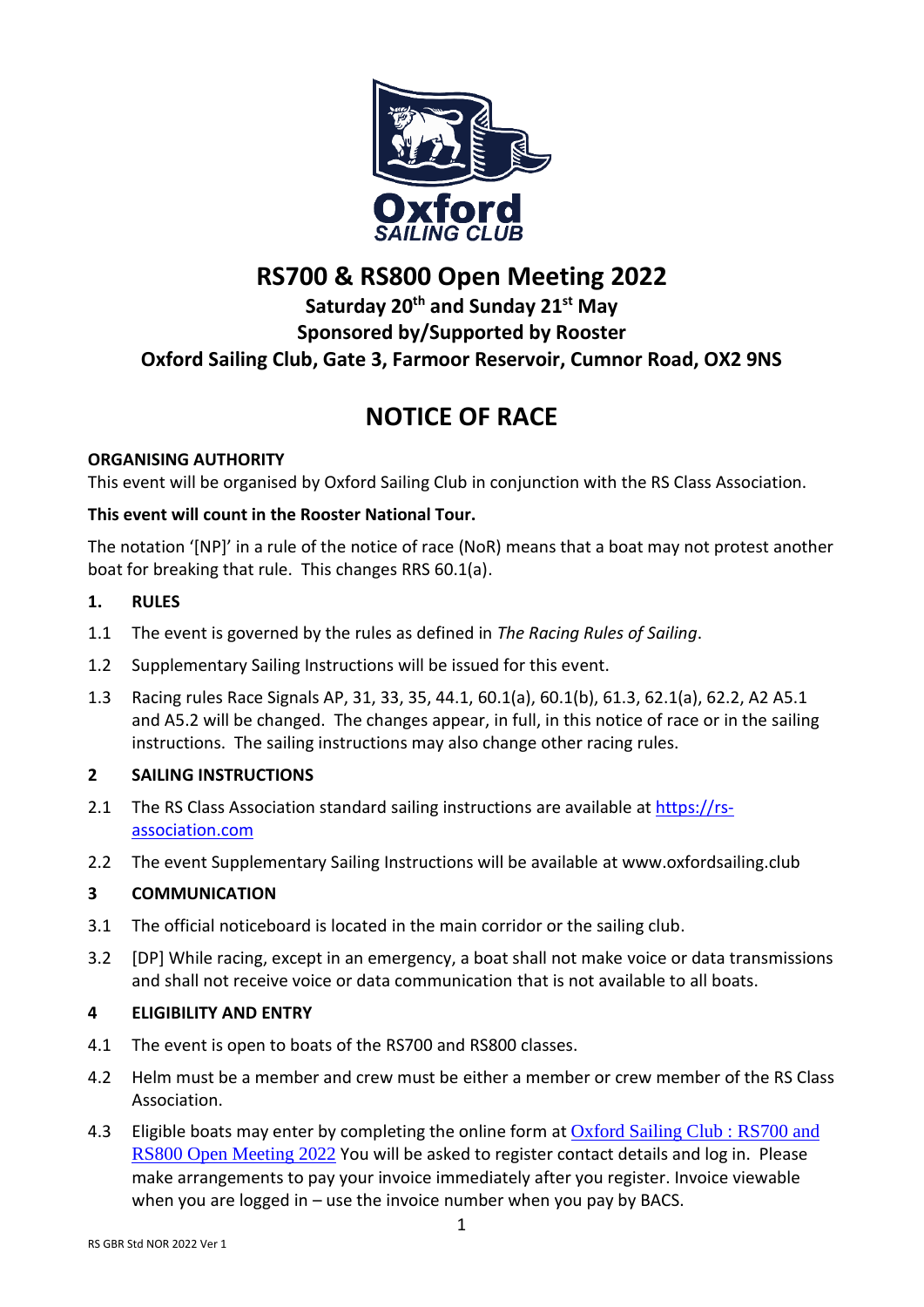# RS700 & RS800 Open Meeting 2022

**Saturday 20th and Sunday 21st May**

**Sponsored by/Supported by Rooster**

**Oxford Sailing Club, Gate 3, Farmoor Reservoir, Cumnor Road, OX2 9NS**

# NOTICE OF RACE

**ORGANISING AUTHORITY**

This event will be organised by Oxford Sailing Club in conjunction with the RS Class Association.

**This event will count in the Rooster National Tour.**

The notation '[NP]' in a rule of the notice of race (NoR) means that a boat may not protest another boat for breaking that rule. This changes RRS 60.1(a).

## 1. RULES

1.1 The event is governed by the rules as defined in *The Racing Rules of Sailing*.

1.2 Supplementary Sailing Instructions will be issued for this event.

1.3 Racing rules Race Signals AP, 31, 33, 35, 44.1, 60.1(a), 60.1(b), 61.3, 62.1(a), 62.2, A2 A5.1 and A5.2 will be changed. The changes appear, in full, in this notice of race or in the sailing instructions. The sailing instructions may also change other racing rules.

## 2 SAILING INSTRUCTIONS

2.1 The RS Class Association standard sailing instructions are available at [https://rs-association.com](https://rs-association.com)

2.2 The event Supplementary Sailing Instructions will be available at www.oxfordsailing.club

## 3 COMMUNICATION

3.1 The official noticeboard is located in the main corridor or the sailing club.

3.2 [DP] While racing, except in an emergency, a boat shall not make voice or data transmissions and shall not receive voice or data communication that is not available to all boats.

## 4 ELIGIBILITY AND ENTRY

4.1 The event is open to boats of the RS700 and RS800 classes.

4.2 Helm must be a member and crew must be either a member or crew member of the RS Class Association.

4.3 Eligible boats may enter by completing the online form at Oxford Sailing Club : RS700 and RS800 Open Meeting 2022 You will be asked to register contact details and log in. Please make arrangements to pay your invoice immediately after you register. Invoice viewable when you are logged in – use the invoice number when you pay by BACS.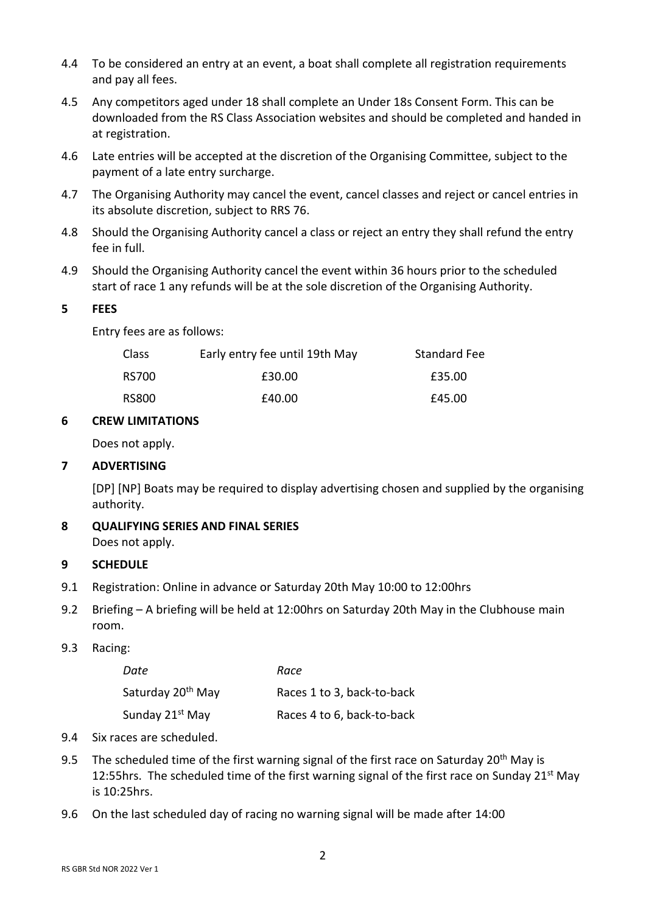4.4 To be considered an entry at an event, a boat shall complete all registration requirements and pay all fees.

4.5 Any competitors aged under 18 shall complete an Under 18s Consent Form. This can be downloaded from the RS Class Association websites and should be completed and handed in at registration.

4.6 Late entries will be accepted at the discretion of the Organising Committee, subject to the payment of a late entry surcharge.

4.7 The Organising Authority may cancel the event, cancel classes and reject or cancel entries in its absolute discretion, subject to RRS 76.

4.8 Should the Organising Authority cancel a class or reject an entry they shall refund the entry fee in full.

4.9 Should the Organising Authority cancel the event within 36 hours prior to the scheduled start of race 1 any refunds will be at the sole discretion of the Organising Authority.

## 5 FEES

Entry fees are as follows:

| Class | Early entry fee until 19th May | Standard Fee |
|---|---|---|
| RS700 | £30.00 | £35.00 |
| RS800 | £40.00 | £45.00 |

## 6 CREW LIMITATIONS

Does not apply.

## 7 ADVERTISING

[DP] [NP] Boats may be required to display advertising chosen and supplied by the organising authority.

## 8 QUALIFYING SERIES AND FINAL SERIES

Does not apply.

## 9 SCHEDULE

9.1 Registration: Online in advance or Saturday 20th May 10:00 to 12:00hrs

9.2 Briefing – A briefing will be held at 12:00hrs on Saturday 20th May in the Clubhouse main room.

9.3 Racing:

| *Date* | *Race* |
|---|---|
| Saturday 20th May | Races 1 to 3, back-to-back |
| Sunday 21st May | Races 4 to 6, back-to-back |

9.4 Six races are scheduled.

9.5 The scheduled time of the first warning signal of the first race on Saturday 20th May is 12:55hrs. The scheduled time of the first warning signal of the first race on Sunday 21st May is 10:25hrs.

9.6 On the last scheduled day of racing no warning signal will be made after 14:00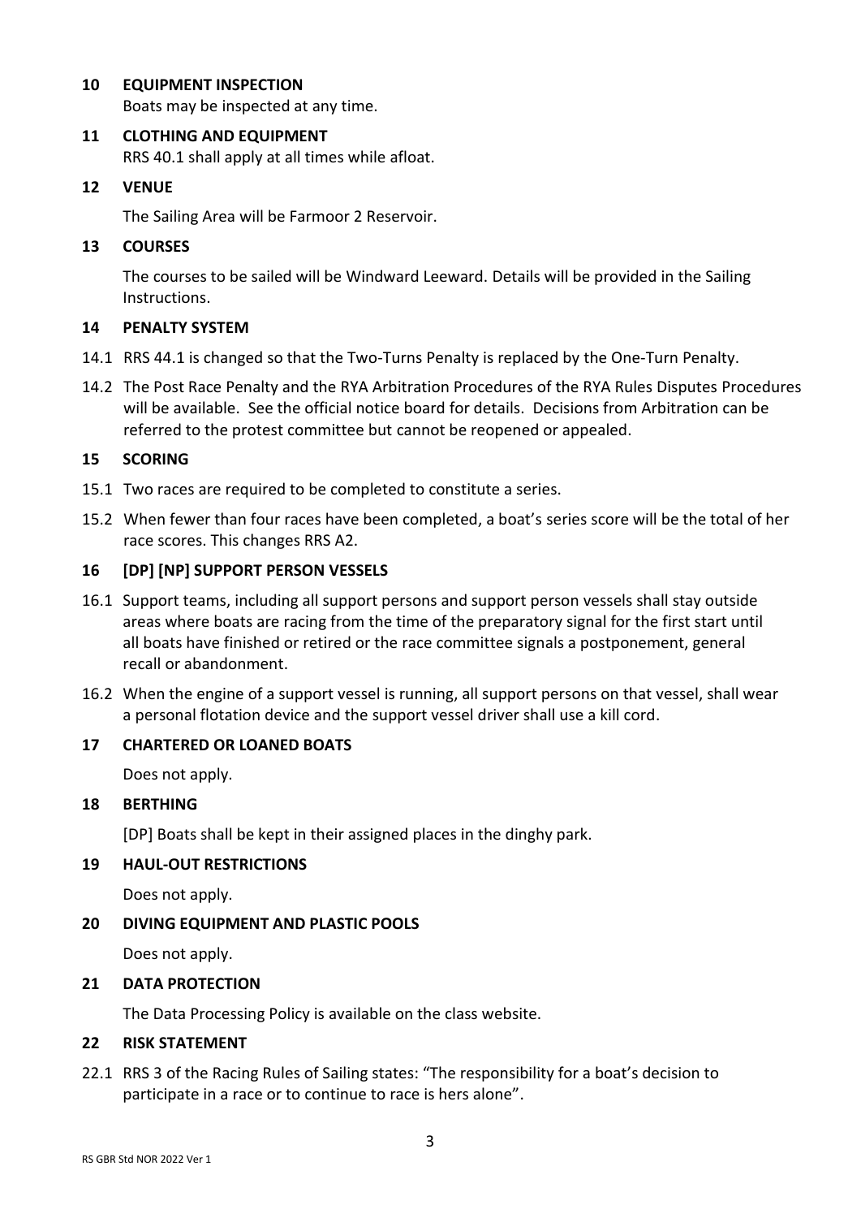## 10 EQUIPMENT INSPECTION

Boats may be inspected at any time.

## 11 CLOTHING AND EQUIPMENT

RRS 40.1 shall apply at all times while afloat.

## 12 VENUE

The Sailing Area will be Farmoor 2 Reservoir.

## 13 COURSES

The courses to be sailed will be Windward Leeward. Details will be provided in the Sailing Instructions.

## 14 PENALTY SYSTEM

14.1 RRS 44.1 is changed so that the Two-Turns Penalty is replaced by the One-Turn Penalty.

14.2 The Post Race Penalty and the RYA Arbitration Procedures of the RYA Rules Disputes Procedures will be available. See the official notice board for details. Decisions from Arbitration can be referred to the protest committee but cannot be reopened or appealed.

## 15 SCORING

15.1 Two races are required to be completed to constitute a series.

15.2 When fewer than four races have been completed, a boat's series score will be the total of her race scores. This changes RRS A2.

## 16 [DP] [NP] SUPPORT PERSON VESSELS

16.1 Support teams, including all support persons and support person vessels shall stay outside areas where boats are racing from the time of the preparatory signal for the first start until all boats have finished or retired or the race committee signals a postponement, general recall or abandonment.

16.2 When the engine of a support vessel is running, all support persons on that vessel, shall wear a personal flotation device and the support vessel driver shall use a kill cord.

## 17 CHARTERED OR LOANED BOATS

Does not apply.

## 18 BERTHING

[DP] Boats shall be kept in their assigned places in the dinghy park.

## 19 HAUL-OUT RESTRICTIONS

Does not apply.

## 20 DIVING EQUIPMENT AND PLASTIC POOLS

Does not apply.

## 21 DATA PROTECTION

The Data Processing Policy is available on the class website.

## 22 RISK STATEMENT

22.1 RRS 3 of the Racing Rules of Sailing states: "The responsibility for a boat's decision to participate in a race or to continue to race is hers alone".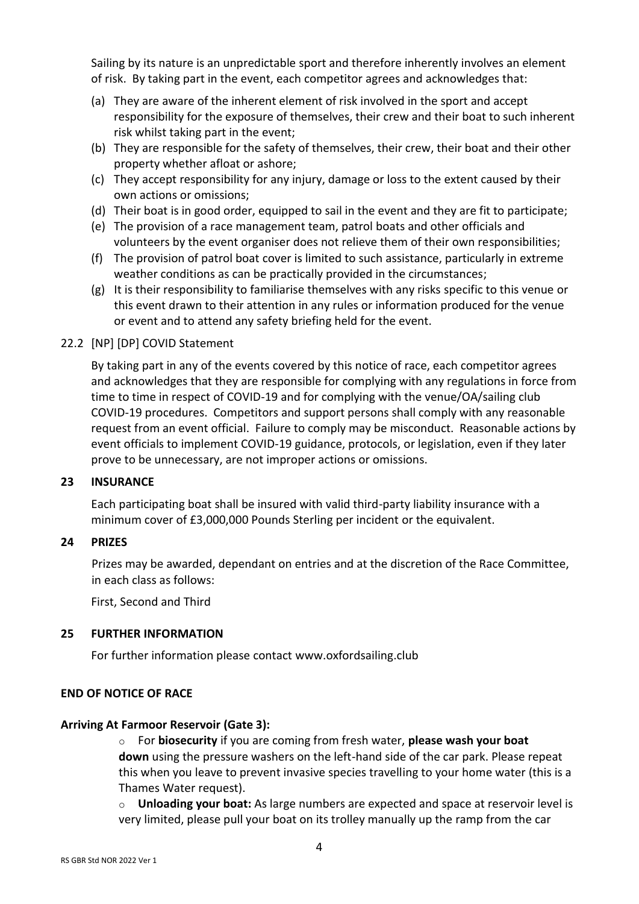Sailing by its nature is an unpredictable sport and therefore inherently involves an element of risk. By taking part in the event, each competitor agrees and acknowledges that:

(a) They are aware of the inherent element of risk involved in the sport and accept responsibility for the exposure of themselves, their crew and their boat to such inherent risk whilst taking part in the event;
(b) They are responsible for the safety of themselves, their crew, their boat and their other property whether afloat or ashore;
(c) They accept responsibility for any injury, damage or loss to the extent caused by their own actions or omissions;
(d) Their boat is in good order, equipped to sail in the event and they are fit to participate;
(e) The provision of a race management team, patrol boats and other officials and volunteers by the event organiser does not relieve them of their own responsibilities;
(f) The provision of patrol boat cover is limited to such assistance, particularly in extreme weather conditions as can be practically provided in the circumstances;
(g) It is their responsibility to familiarise themselves with any risks specific to this venue or this event drawn to their attention in any rules or information produced for the venue or event and to attend any safety briefing held for the event.

22.2 [NP] [DP] COVID Statement

By taking part in any of the events covered by this notice of race, each competitor agrees and acknowledges that they are responsible for complying with any regulations in force from time to time in respect of COVID-19 and for complying with the venue/OA/sailing club COVID-19 procedures. Competitors and support persons shall comply with any reasonable request from an event official. Failure to comply may be misconduct. Reasonable actions by event officials to implement COVID-19 guidance, protocols, or legislation, even if they later prove to be unnecessary, are not improper actions or omissions.

## 23 INSURANCE

Each participating boat shall be insured with valid third-party liability insurance with a minimum cover of £3,000,000 Pounds Sterling per incident or the equivalent.

## 24 PRIZES

Prizes may be awarded, dependant on entries and at the discretion of the Race Committee, in each class as follows:

First, Second and Third

## 25 FURTHER INFORMATION

For further information please contact www.oxfordsailing.club

**END OF NOTICE OF RACE**

**Arriving At Farmoor Reservoir (Gate 3):**

- For **biosecurity** if you are coming from fresh water, **please wash your boat down** using the pressure washers on the left-hand side of the car park. Please repeat this when you leave to prevent invasive species travelling to your home water (this is a Thames Water request).
- **Unloading your boat:** As large numbers are expected and space at reservoir level is very limited, please pull your boat on its trolley manually up the ramp from the car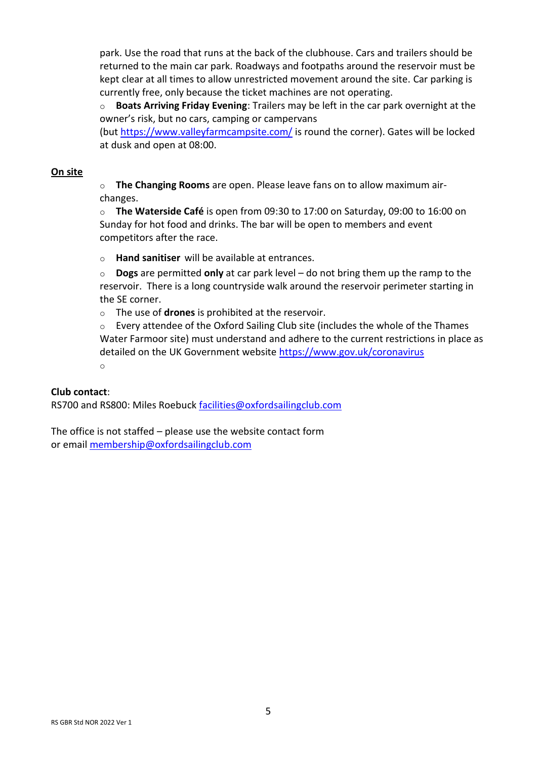park. Use the road that runs at the back of the clubhouse. Cars and trailers should be returned to the main car park. Roadways and footpaths around the reservoir must be kept clear at all times to allow unrestricted movement around the site. Car parking is currently free, only because the ticket machines are not operating.

- **Boats Arriving Friday Evening**: Trailers may be left in the car park overnight at the owner's risk, but no cars, camping or campervans (but https://www.valleyfarmcampsite.com/ is round the corner). Gates will be locked at dusk and open at 08:00.

**On site**

- **The Changing Rooms** are open. Please leave fans on to allow maximum air-changes.
- **The Waterside Café** is open from 09:30 to 17:00 on Saturday, 09:00 to 16:00 on Sunday for hot food and drinks. The bar will be open to members and event competitors after the race.
- **Hand sanitiser** will be available at entrances.
- **Dogs** are permitted **only** at car park level – do not bring them up the ramp to the reservoir. There is a long countryside walk around the reservoir perimeter starting in the SE corner.
- The use of **drones** is prohibited at the reservoir.
- Every attendee of the Oxford Sailing Club site (includes the whole of the Thames Water Farmoor site) must understand and adhere to the current restrictions in place as detailed on the UK Government website https://www.gov.uk/coronavirus

**Club contact**:
RS700 and RS800: Miles Roebuck facilities@oxfordsailingclub.com

The office is not staffed – please use the website contact form
or email membership@oxfordsailingclub.com